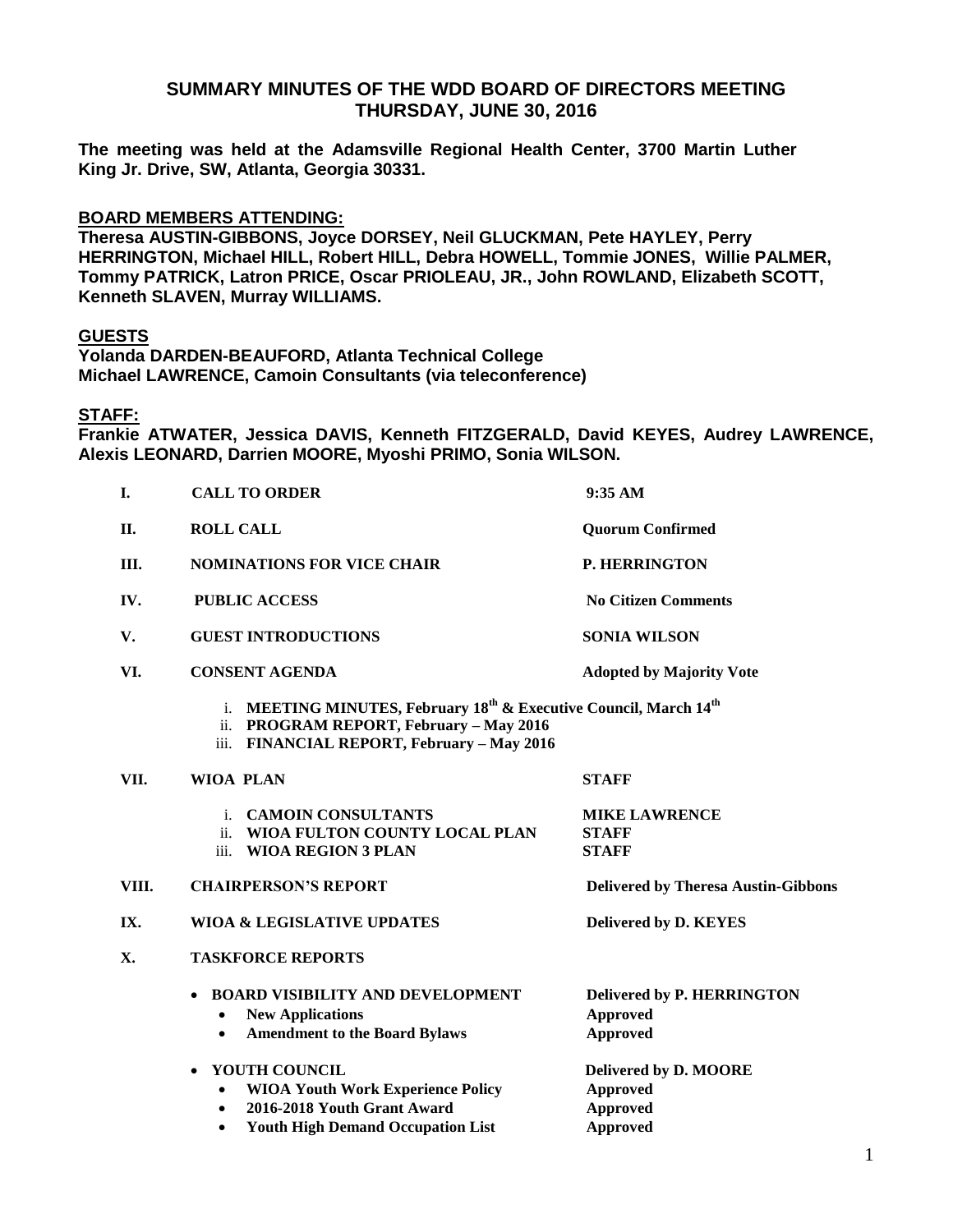# SUMMARY MINUTES OF THE WDD BOARD OF DIRECTORS MEETING
# THURSDAY, JUNE 30, 2016

**The meeting was held at the Adamsville Regional Health Center, 3700 Martin Luther King Jr. Drive, SW, Atlanta, Georgia 30331.**

## BOARD MEMBERS ATTENDING:

**Theresa AUSTIN-GIBBONS, Joyce DORSEY, Neil GLUCKMAN, Pete HAYLEY, Perry HERRINGTON, Michael HILL, Robert HILL, Debra HOWELL, Tommie JONES, Willie PALMER, Tommy PATRICK, Latron PRICE, Oscar PRIOLEAU, JR., John ROWLAND, Elizabeth SCOTT, Kenneth SLAVEN, Murray WILLIAMS.**

## GUESTS

**Yolanda DARDEN-BEAUFORD, Atlanta Technical College**
**Michael LAWRENCE, Camoin Consultants (via teleconference)**

## STAFF:

**Frankie ATWATER, Jessica DAVIS, Kenneth FITZGERALD, David KEYES, Audrey LAWRENCE, Alexis LEONARD, Darrien MOORE, Myoshi PRIMO, Sonia WILSON.**

| | | |
|---|---|---|
| **I.** | **CALL TO ORDER** | **9:35 AM** |
| **II.** | **ROLL CALL** | **Quorum Confirmed** |
| **III.** | **NOMINATIONS FOR VICE CHAIR** | **P. HERRINGTON** |
| **IV.** | **PUBLIC ACCESS** | **No Citizen Comments** |
| **V.** | **GUEST INTRODUCTIONS** | **SONIA WILSON** |
| **VI.** | **CONSENT AGENDA** | **Adopted by Majority Vote** |
| | i. **MEETING MINUTES, February 18th & Executive Council, March 14th** | |
| | ii. **PROGRAM REPORT, February – May 2016** | |
| | iii. **FINANCIAL REPORT, February – May 2016** | |
| **VII.** | **WIOA PLAN** | **STAFF** |
| | i. **CAMOIN CONSULTANTS** | **MIKE LAWRENCE** |
| | ii. **WIOA FULTON COUNTY LOCAL PLAN** | **STAFF** |
| | iii. **WIOA REGION 3 PLAN** | **STAFF** |
| **VIII.** | **CHAIRPERSON'S REPORT** | **Delivered by Theresa Austin-Gibbons** |
| **IX.** | **WIOA & LEGISLATIVE UPDATES** | **Delivered by D. KEYES** |
| **X.** | **TASKFORCE REPORTS** | |
| | • **BOARD VISIBILITY AND DEVELOPMENT** | **Delivered by P. HERRINGTON** |
| | • **New Applications** | **Approved** |
| | • **Amendment to the Board Bylaws** | **Approved** |
| | • **YOUTH COUNCIL** | **Delivered by D. MOORE** |
| | • **WIOA Youth Work Experience Policy** | **Approved** |
| | • **2016-2018 Youth Grant Award** | **Approved** |
| | • **Youth High Demand Occupation List** | **Approved** |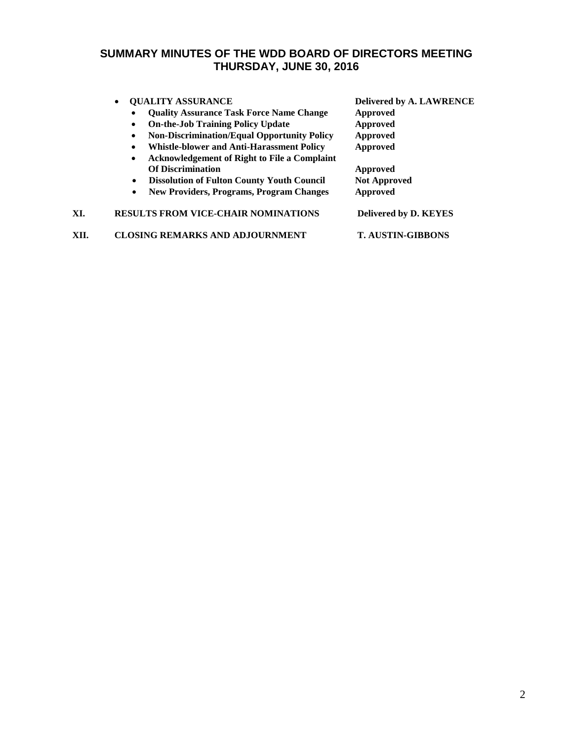# SUMMARY MINUTES OF THE WDD BOARD OF DIRECTORS MEETING
## THURSDAY, JUNE 30, 2016

- **QUALITY ASSURANCE** — **Delivered by A. LAWRENCE**
    - **Quality Assurance Task Force Name Change** — **Approved**
    - **On-the-Job Training Policy Update** — **Approved**
    - **Non-Discrimination/Equal Opportunity Policy** — **Approved**
    - **Whistle-blower and Anti-Harassment Policy** — **Approved**
    - **Acknowledgement of Right to File a Complaint Of Discrimination** — **Approved**
    - **Dissolution of Fulton County Youth Council** — **Not Approved**
    - **New Providers, Programs, Program Changes** — **Approved**

**XI. RESULTS FROM VICE-CHAIR NOMINATIONS** — **Delivered by D. KEYES**

**XII. CLOSING REMARKS AND ADJOURNMENT** — **T. AUSTIN-GIBBONS**